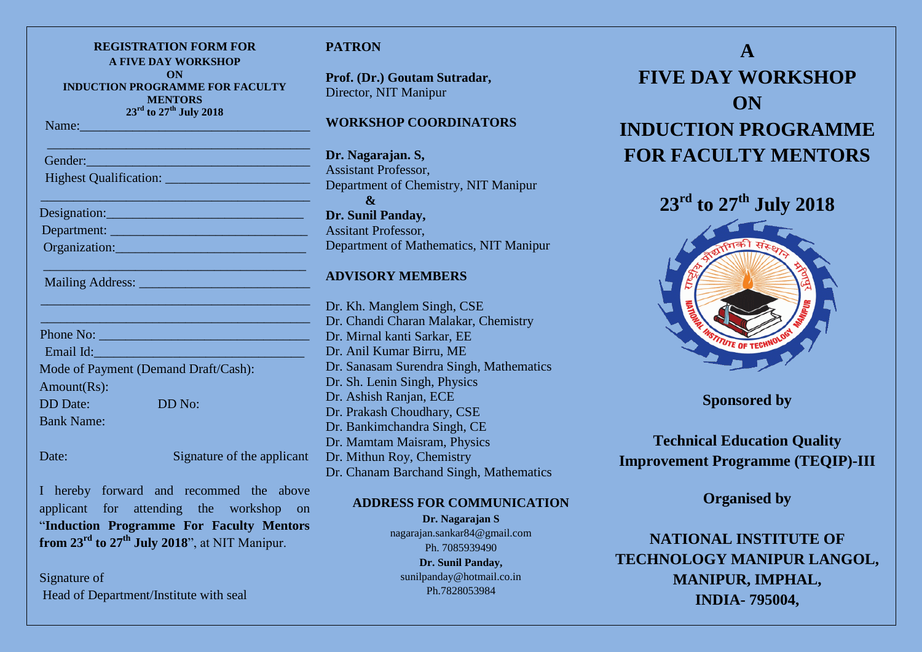**REGISTRATION FORM FOR**
**A FIVE DAY WORKSHOP**
**ON**
**INDUCTION PROGRAMME FOR FACULTY MENTORS**
**23rd to 27th July 2018**

Name:_________________________________

_____________________________________

Gender:_______________________________

Highest Qualification: ____________________

_____________________________________

Designation:___________________________

Department: ___________________________

Organization:__________________________

_____________________________________

Mailing Address: _______________________

_____________________________________

_____________________________________

Phone No: _____________________________

Email Id:______________________________

Mode of Payment (Demand Draft/Cash):

Amount(Rs):

DD Date: DD No:

Bank Name:

Date: Signature of the applicant

I hereby forward and recommed the above applicant for attending the workshop on "**Induction Programme For Faculty Mentors from 23rd to 27th July 2018**", at NIT Manipur.

Signature of
Head of Department/Institute with seal

## PATRON

**Prof. (Dr.) Goutam Sutradar,**
Director, NIT Manipur

## WORKSHOP COORDINATORS

**Dr. Nagarajan. S,**
Assistant Professor,
Department of Chemistry, NIT Manipur

**&**

**Dr. Sunil Panday,**
Assitant Professor,
Department of Mathematics, NIT Manipur

## ADVISORY MEMBERS

Dr. Kh. Manglem Singh, CSE
Dr. Chandi Charan Malakar, Chemistry
Dr. Mirnal kanti Sarkar, EE
Dr. Anil Kumar Birru, ME
Dr. Sanasam Surendra Singh, Mathematics
Dr. Sh. Lenin Singh, Physics
Dr. Ashish Ranjan, ECE
Dr. Prakash Choudhary, CSE
Dr. Bankimchandra Singh, CE
Dr. Mamtam Maisram, Physics
Dr. Mithun Roy, Chemistry
Dr. Chanam Barchand Singh, Mathematics

## ADDRESS FOR COMMUNICATION

**Dr. Nagarajan S**
nagarajan.sankar84@gmail.com
Ph. 7085939490

**Dr. Sunil Panday,**
sunilpanday@hotmail.co.in
Ph.7828053984

# A FIVE DAY WORKSHOP ON INDUCTION PROGRAMME FOR FACULTY MENTORS

## 23rd to 27th July 2018

**Sponsored by**

**Technical Education Quality Improvement Programme (TEQIP)-III**

**Organised by**

**NATIONAL INSTITUTE OF TECHNOLOGY MANIPUR LANGOL, MANIPUR, IMPHAL, INDIA- 795004,**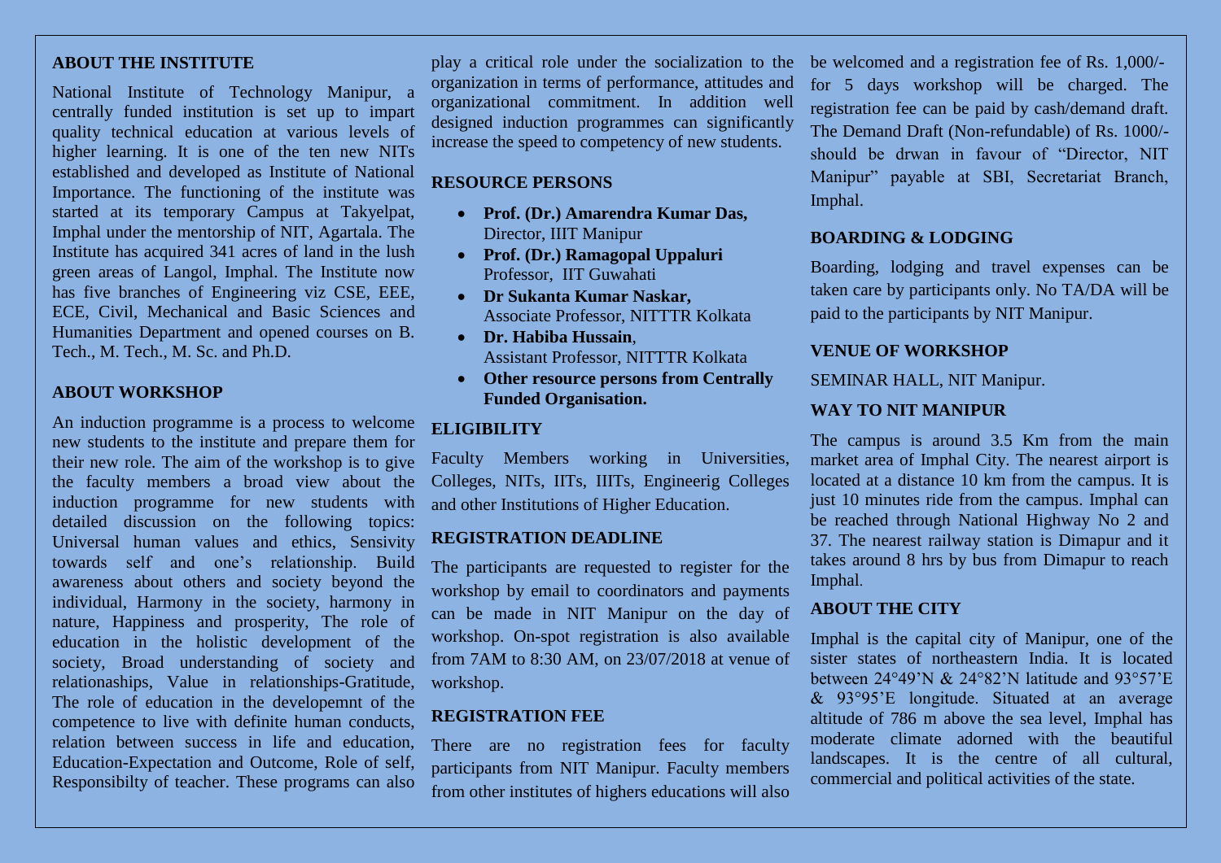## ABOUT THE INSTITUTE

National Institute of Technology Manipur, a centrally funded institution is set up to impart quality technical education at various levels of higher learning. It is one of the ten new NITs established and developed as Institute of National Importance. The functioning of the institute was started at its temporary Campus at Takyelpat, Imphal under the mentorship of NIT, Agartala. The Institute has acquired 341 acres of land in the lush green areas of Langol, Imphal. The Institute now has five branches of Engineering viz CSE, EEE, ECE, Civil, Mechanical and Basic Sciences and Humanities Department and opened courses on B. Tech., M. Tech., M. Sc. and Ph.D.

## ABOUT WORKSHOP

An induction programme is a process to welcome new students to the institute and prepare them for their new role. The aim of the workshop is to give the faculty members a broad view about the induction programme for new students with detailed discussion on the following topics: Universal human values and ethics, Sensivity towards self and one's relationship. Build awareness about others and society beyond the individual, Harmony in the society, harmony in nature, Happiness and prosperity, The role of education in the holistic development of the society, Broad understanding of society and relationaships, Value in relationships-Gratitude, The role of education in the developemnt of the competence to live with definite human conducts, relation between success in life and education, Education-Expectation and Outcome, Role of self, Responsibilty of teacher. These programs can also play a critical role under the socialization to the organization in terms of performance, attitudes and organizational commitment. In addition well designed induction programmes can significantly increase the speed to competency of new students.

## RESOURCE PERSONS

- **Prof. (Dr.) Amarendra Kumar Das,** Director, IIIT Manipur
- **Prof. (Dr.) Ramagopal Uppaluri** Professor, IIT Guwahati
- **Dr Sukanta Kumar Naskar,** Associate Professor, NITTTR Kolkata
- **Dr. Habiba Hussain**, Assistant Professor, NITTTR Kolkata
- **Other resource persons from Centrally Funded Organisation.**

## ELIGIBILITY

Faculty Members working in Universities, Colleges, NITs, IITs, IIITs, Engineerig Colleges and other Institutions of Higher Education.

## REGISTRATION DEADLINE

The participants are requested to register for the workshop by email to coordinators and payments can be made in NIT Manipur on the day of workshop. On-spot registration is also available from 7AM to 8:30 AM, on 23/07/2018 at venue of workshop.

## REGISTRATION FEE

There are no registration fees for faculty participants from NIT Manipur. Faculty members from other institutes of highers educations will also be welcomed and a registration fee of Rs. 1,000/- for 5 days workshop will be charged. The registration fee can be paid by cash/demand draft. The Demand Draft (Non-refundable) of Rs. 1000/- should be drwan in favour of "Director, NIT Manipur" payable at SBI, Secretariat Branch, Imphal.

## BOARDING & LODGING

Boarding, lodging and travel expenses can be taken care by participants only. No TA/DA will be paid to the participants by NIT Manipur.

## VENUE OF WORKSHOP

SEMINAR HALL, NIT Manipur.

## WAY TO NIT MANIPUR

The campus is around 3.5 Km from the main market area of Imphal City. The nearest airport is located at a distance 10 km from the campus. It is just 10 minutes ride from the campus. Imphal can be reached through National Highway No 2 and 37. The nearest railway station is Dimapur and it takes around 8 hrs by bus from Dimapur to reach Imphal.

## ABOUT THE CITY

Imphal is the capital city of Manipur, one of the sister states of northeastern India. It is located between 24°49'N & 24°82'N latitude and 93°57'E & 93°95'E longitude. Situated at an average altitude of 786 m above the sea level, Imphal has moderate climate adorned with the beautiful landscapes. It is the centre of all cultural, commercial and political activities of the state.